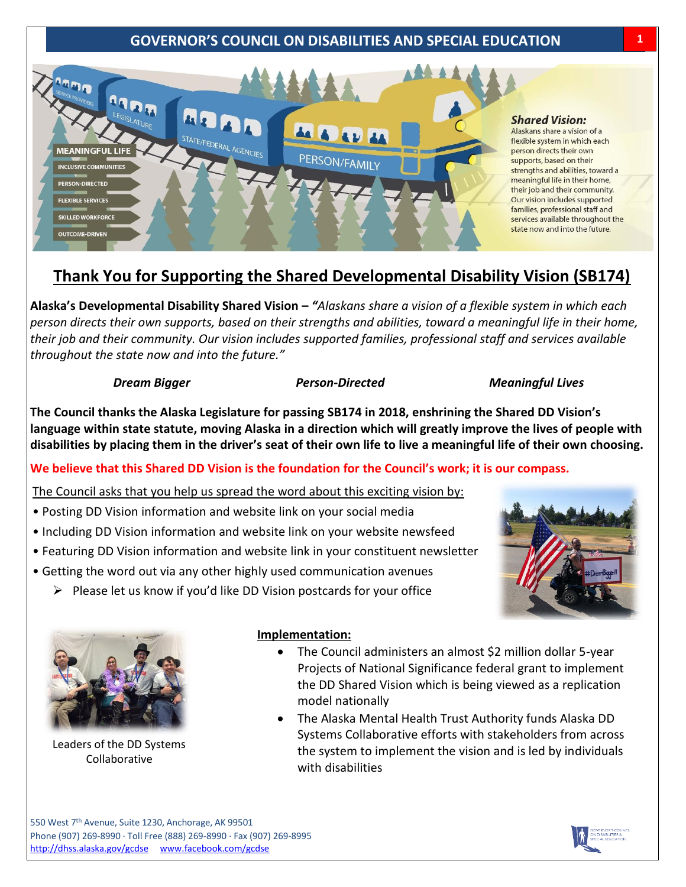# Thank You for Supporting the Shared Developmental Disability Vision (SB174)

**Alaska's Developmental Disability Shared Vision –** *"Alaskans share a vision of a flexible system in which each person directs their own supports, based on their strengths and abilities, toward a meaningful life in their home, their job and their community. Our vision includes supported families, professional staff and services available throughout the state now and into the future."*

***Dream Bigger*** ***Person-Directed*** ***Meaningful Lives***

**The Council thanks the Alaska Legislature for passing SB174 in 2018, enshrining the Shared DD Vision's language within state statute, moving Alaska in a direction which will greatly improve the lives of people with disabilities by placing them in the driver's seat of their own life to live a meaningful life of their own choosing.**

**We believe that this Shared DD Vision is the foundation for the Council's work; it is our compass.**

The Council asks that you help us spread the word about this exciting vision by:

- Posting DD Vision information and website link on your social media
- Including DD Vision information and website link on your website newsfeed
- Featuring DD Vision information and website link in your constituent newsletter
- Getting the word out via any other highly used communication avenues
  - Please let us know if you'd like DD Vision postcards for your office

Leaders of the DD Systems Collaborative

**Implementation:**

- The Council administers an almost $2 million dollar 5-year Projects of National Significance federal grant to implement the DD Shared Vision which is being viewed as a replication model nationally
- The Alaska Mental Health Trust Authority funds Alaska DD Systems Collaborative efforts with stakeholders from across the system to implement the vision and is led by individuals with disabilities

550 West 7th Avenue, Suite 1230, Anchorage, AK 99501
Phone (907) 269-8990 · Toll Free (888) 269-8990 · Fax (907) 269-8995
http://dhss.alaska.gov/gcdse www.facebook.com/gcdse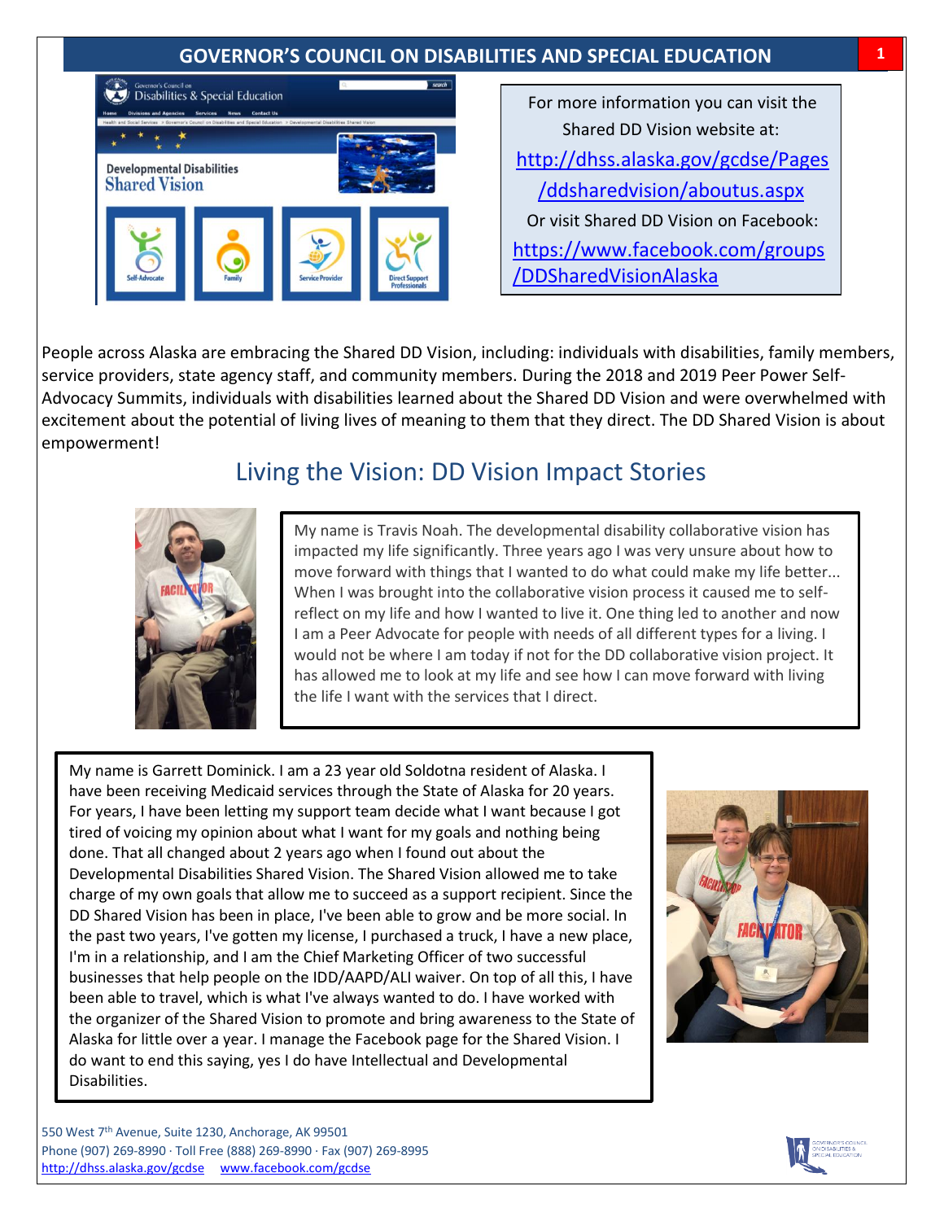## GOVERNOR'S COUNCIL ON DISABILITIES AND SPECIAL EDUCATION

For more information you can visit the Shared DD Vision website at:
http://dhss.alaska.gov/gcdse/Pages/ddsharedvision/aboutus.aspx
Or visit Shared DD Vision on Facebook:
https://www.facebook.com/groups/DDSharedVisionAlaska

People across Alaska are embracing the Shared DD Vision, including: individuals with disabilities, family members, service providers, state agency staff, and community members. During the 2018 and 2019 Peer Power Self-Advocacy Summits, individuals with disabilities learned about the Shared DD Vision and were overwhelmed with excitement about the potential of living lives of meaning to them that they direct. The DD Shared Vision is about empowerment!

## Living the Vision: DD Vision Impact Stories

My name is Travis Noah. The developmental disability collaborative vision has impacted my life significantly. Three years ago I was very unsure about how to move forward with things that I wanted to do what could make my life better... When I was brought into the collaborative vision process it caused me to self-reflect on my life and how I wanted to live it. One thing led to another and now I am a Peer Advocate for people with needs of all different types for a living. I would not be where I am today if not for the DD collaborative vision project. It has allowed me to look at my life and see how I can move forward with living the life I want with the services that I direct.

My name is Garrett Dominick. I am a 23 year old Soldotna resident of Alaska. I have been receiving Medicaid services through the State of Alaska for 20 years. For years, I have been letting my support team decide what I want because I got tired of voicing my opinion about what I want for my goals and nothing being done. That all changed about 2 years ago when I found out about the Developmental Disabilities Shared Vision. The Shared Vision allowed me to take charge of my own goals that allow me to succeed as a support recipient. Since the DD Shared Vision has been in place, I've been able to grow and be more social. In the past two years, I've gotten my license, I purchased a truck, I have a new place, I'm in a relationship, and I am the Chief Marketing Officer of two successful businesses that help people on the IDD/AAPD/ALI waiver. On top of all this, I have been able to travel, which is what I've always wanted to do. I have worked with the organizer of the Shared Vision to promote and bring awareness to the State of Alaska for little over a year. I manage the Facebook page for the Shared Vision. I do want to end this saying, yes I do have Intellectual and Developmental Disabilities.

550 West 7th Avenue, Suite 1230, Anchorage, AK 99501
Phone (907) 269-8990 · Toll Free (888) 269-8990 · Fax (907) 269-8995
http://dhss.alaska.gov/gcdse www.facebook.com/gcdse